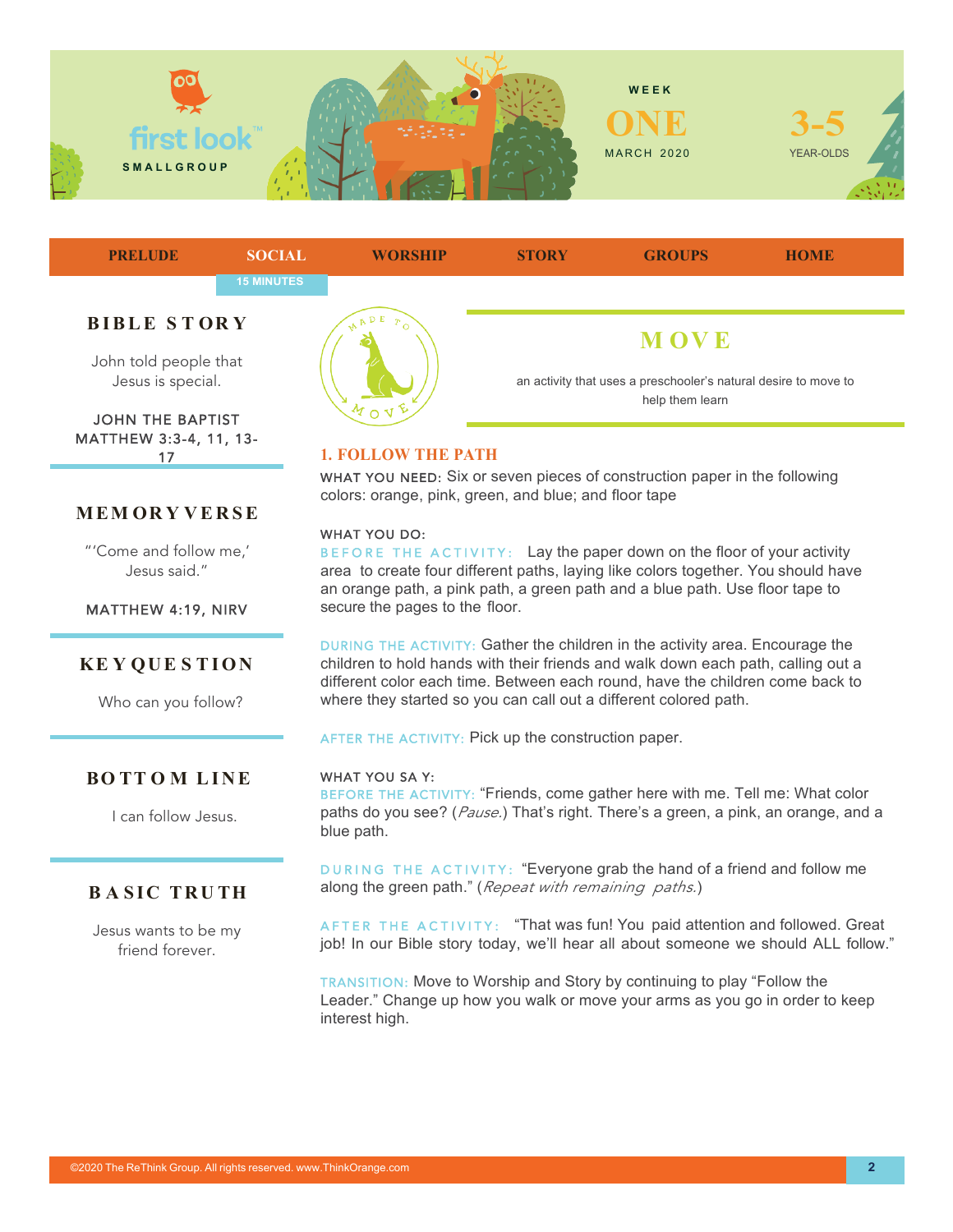first look™ SMALLGROUP

WEEK **ONE** MARCH 2020

**3-5** YEAR-OLDS

PRELUDE | SOCIAL | WORSHIP | STORY | GROUPS | HOME

SOCIAL — 15 MINUTES

## BIBLE STORY

John told people that Jesus is special.

JOHN THE BAPTIST
MATTHEW 3:3-4, 11, 13-17

## MEMORY VERSE

"'Come and follow me,' Jesus said."

MATTHEW 4:19, NIRV

## KEY QUESTION

Who can you follow?

## BOTTOM LINE

I can follow Jesus.

## BASIC TRUTH

Jesus wants to be my friend forever.

MADE TO MOVE

## MOVE

an activity that uses a preschooler's natural desire to move to help them learn

### 1. FOLLOW THE PATH

WHAT YOU NEED: Six or seven pieces of construction paper in the following colors: orange, pink, green, and blue; and floor tape

WHAT YOU DO:

BEFORE THE ACTIVITY: Lay the paper down on the floor of your activity area to create four different paths, laying like colors together. You should have an orange path, a pink path, a green path and a blue path. Use floor tape to secure the pages to the floor.

DURING THE ACTIVITY: Gather the children in the activity area. Encourage the children to hold hands with their friends and walk down each path, calling out a different color each time. Between each round, have the children come back to where they started so you can call out a different colored path.

AFTER THE ACTIVITY: Pick up the construction paper.

WHAT YOU SAY:

BEFORE THE ACTIVITY: "Friends, come gather here with me. Tell me: What color paths do you see? (*Pause.*) That's right. There's a green, a pink, an orange, and a blue path."

DURING THE ACTIVITY: "Everyone grab the hand of a friend and follow me along the green path." (*Repeat with remaining paths.*)

AFTER THE ACTIVITY: "That was fun! You paid attention and followed. Great job! In our Bible story today, we'll hear all about someone we should ALL follow."

TRANSITION: Move to Worship and Story by continuing to play "Follow the Leader." Change up how you walk or move your arms as you go in order to keep interest high.

©2020 The ReThink Group. All rights reserved. www.ThinkOrange.com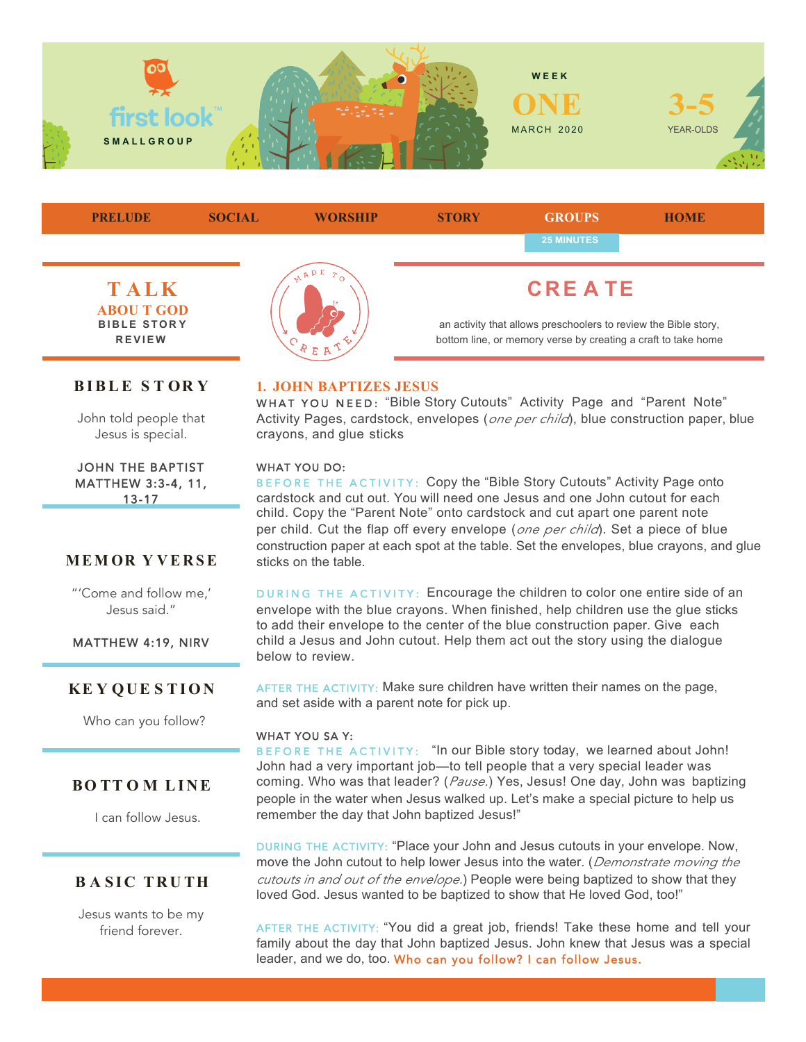first look™ SMALLGROUP

WEEK ONE MARCH 2020

3-5 YEAR-OLDS

PRELUDE | SOCIAL | WORSHIP | STORY | GROUPS | HOME

25 MINUTES

# TALK ABOUT GOD

BIBLE STORY REVIEW

MADE TO CREATE

# CREATE

an activity that allows preschoolers to review the Bible story, bottom line, or memory verse by creating a craft to take home

### BIBLE STORY

John told people that Jesus is special.

JOHN THE BAPTIST
MATTHEW 3:3-4, 11, 13-17

### MEMORY VERSE

"'Come and follow me,' Jesus said."

MATTHEW 4:19, NIRV

### KEY QUESTION

Who can you follow?

### BOTTOM LINE

I can follow Jesus.

### BASIC TRUTH

Jesus wants to be my friend forever.

## 1. JOHN BAPTIZES JESUS

WHAT YOU NEED: "Bible Story Cutouts" Activity Page and "Parent Note" Activity Pages, cardstock, envelopes (*one per child*), blue construction paper, blue crayons, and glue sticks

WHAT YOU DO:

BEFORE THE ACTIVITY: Copy the "Bible Story Cutouts" Activity Page onto cardstock and cut out. You will need one Jesus and one John cutout for each child. Copy the "Parent Note" onto cardstock and cut apart one parent note per child. Cut the flap off every envelope (*one per child*). Set a piece of blue construction paper at each spot at the table. Set the envelopes, blue crayons, and glue sticks on the table.

DURING THE ACTIVITY: Encourage the children to color one entire side of an envelope with the blue crayons. When finished, help children use the glue sticks to add their envelope to the center of the blue construction paper. Give each child a Jesus and John cutout. Help them act out the story using the dialogue below to review.

AFTER THE ACTIVITY: Make sure children have written their names on the page, and set aside with a parent note for pick up.

WHAT YOU SAY:

BEFORE THE ACTIVITY: "In our Bible story today, we learned about John! John had a very important job—to tell people that a very special leader was coming. Who was that leader? (*Pause.*) Yes, Jesus! One day, John was baptizing people in the water when Jesus walked up. Let's make a special picture to help us remember the day that John baptized Jesus!"

DURING THE ACTIVITY: "Place your John and Jesus cutouts in your envelope. Now, move the John cutout to help lower Jesus into the water. (*Demonstrate moving the cutouts in and out of the envelope.*) People were being baptized to show that they loved God. Jesus wanted to be baptized to show that He loved God, too!"

AFTER THE ACTIVITY: "You did a great job, friends! Take these home and tell your family about the day that John baptized Jesus. John knew that Jesus was a special leader, and we do, too. **Who can you follow? I can follow Jesus.**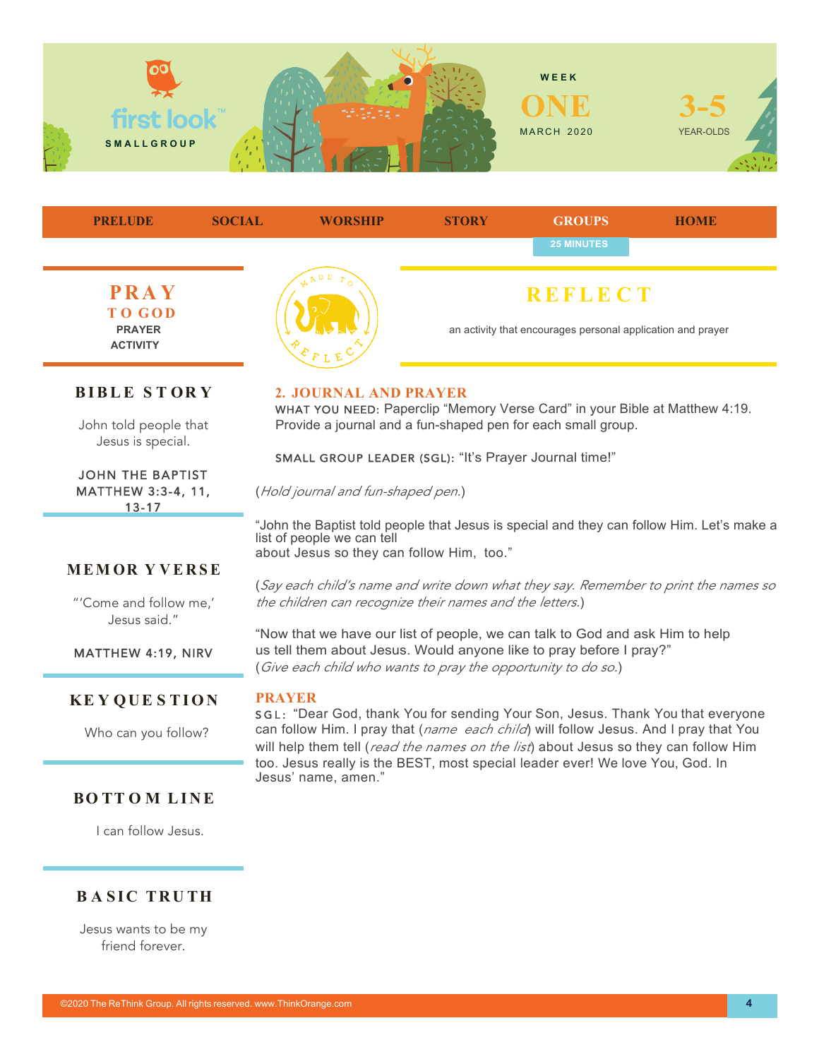first look™ SMALLGROUP

WEEK ONE MARCH 2020

3-5 YEAR-OLDS

PRELUDE | SOCIAL | WORSHIP | STORY | GROUPS | HOME

25 MINUTES

# REFLECT

an activity that encourages personal application and prayer

MADE TO REFLECT

## 2. JOURNAL AND PRAYER

WHAT YOU NEED: Paperclip "Memory Verse Card" in your Bible at Matthew 4:19. Provide a journal and a fun-shaped pen for each small group.

SMALL GROUP LEADER (SGL): "It's Prayer Journal time!"

(*Hold journal and fun-shaped pen.*)

"John the Baptist told people that Jesus is special and they can follow Him. Let's make a list of people we can tell about Jesus so they can follow Him, too."

(*Say each child's name and write down what they say. Remember to print the names so the children can recognize their names and the letters.*)

"Now that we have our list of people, we can talk to God and ask Him to help us tell them about Jesus. Would anyone like to pray before I pray?"
(*Give each child who wants to pray the opportunity to do so.*)

### PRAYER

SGL: "Dear God, thank You for sending Your Son, Jesus. Thank You that everyone can follow Him. I pray that (*name each child*) will follow Jesus. And I pray that You will help them tell (*read the names on the list*) about Jesus so they can follow Him too. Jesus really is the BEST, most special leader ever! We love You, God. In Jesus' name, amen."

---

**PRAY TO GOD**
PRAYER ACTIVITY

**BIBLE STORY**

John told people that Jesus is special.

JOHN THE BAPTIST
MATTHEW 3:3-4, 11, 13-17

**MEMORY VERSE**

"'Come and follow me,' Jesus said."

MATTHEW 4:19, NIRV

**KEY QUESTION**

Who can you follow?

**BOTTOM LINE**

I can follow Jesus.

**BASIC TRUTH**

Jesus wants to be my friend forever.

©2020 The ReThink Group. All rights reserved. www.ThinkOrange.com